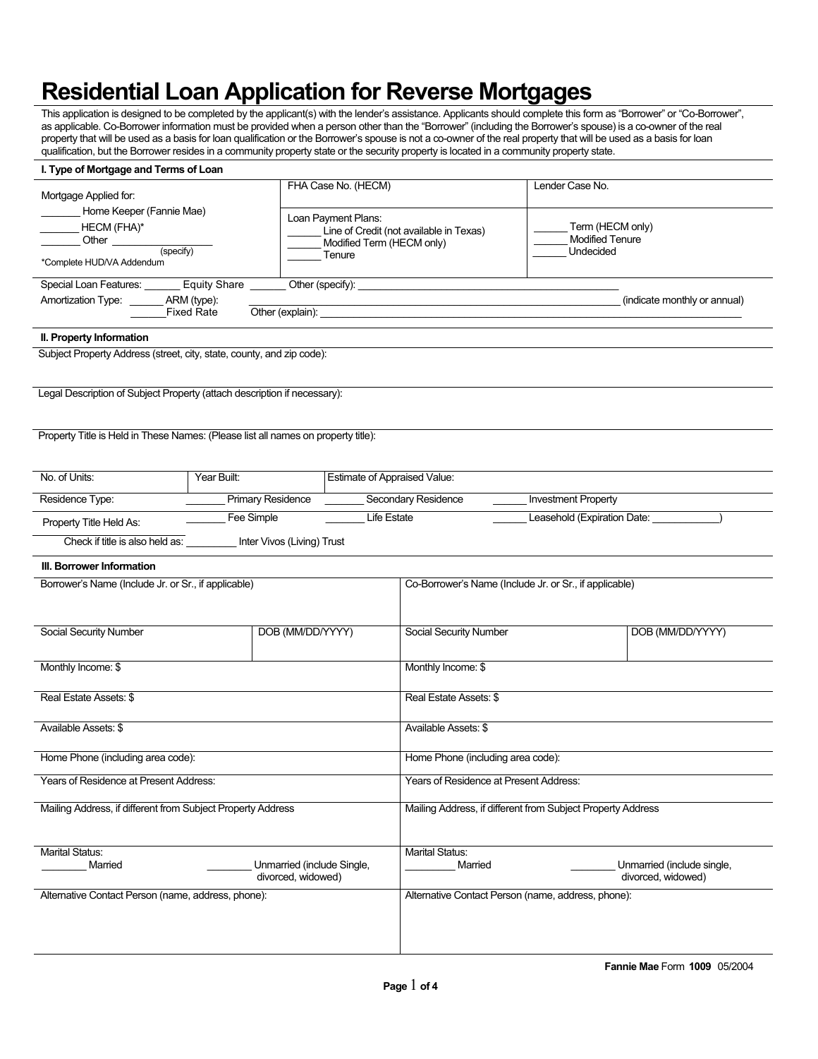# Residential Loan Application for Reverse Mortgages

This application is designed to be completed by the applicant(s) with the lender's assistance. Applicants should complete this form as "Borrower" or "Co-Borrower", as applicable. Co-Borrower information must be provided when a person other than the "Borrower" (including the Borrower's spouse) is a co-owner of the real property that will be used as a basis for loan qualification or the Borrower's spouse is not a co-owner of the real property that will be used as a basis for loan qualification, but the Borrower resides in a community property state or the security property is located in a community property state.

## I. Type of Mortgage and Terms of Loan

| Mortgage Applied for: | FHA Case No. (HECM) | Lender Case No. |
|---|---|---|
| _______ Home Keeper (Fannie Mae)<br>_______ HECM (FHA)*<br>_______ Other _________________ (specify)<br>*Complete HUD/VA Addendum | Loan Payment Plans:<br>______ Line of Credit (not available in Texas)<br>______ Modified Term (HECM only)<br>______ Tenure | ______ Term (HECM only)<br>______ Modified Tenure<br>______ Undecided |

Special Loan Features: _______ Equity Share ______ Other (specify): ______________________________

Amortization Type: ______ ARM (type): ______________________________ (indicate monthly or annual)
______ Fixed Rate Other (explain): ______________________________

## II. Property Information

Subject Property Address (street, city, state, county, and zip code):

Legal Description of Subject Property (attach description if necessary):

Property Title is Held in These Names: (Please list all names on property title):

| No. of Units: | Year Built: | Estimate of Appraised Value: | |
|---|---|---|---|
| Residence Type: | _______ Primary Residence | _______ Secondary Residence | ______ Investment Property |
| Property Title Held As: | _______ Fee Simple | _______ Life Estate | ______ Leasehold (Expiration Date: ____________) |

Check if title is also held as: _________ Inter Vivos (Living) Trust

## III. Borrower Information

| Borrower's Name (Include Jr. or Sr., if applicable) | | Co-Borrower's Name (Include Jr. or Sr., if applicable) | |
|---|---|---|---|
| Social Security Number | DOB (MM/DD/YYYY) | Social Security Number | DOB (MM/DD/YYYY) |
| Monthly Income: $ | | Monthly Income: $ | |
| Real Estate Assets: $ | | Real Estate Assets: $ | |
| Available Assets: $ | | Available Assets: $ | |
| Home Phone (including area code): | | Home Phone (including area code): | |
| Years of Residence at Present Address: | | Years of Residence at Present Address: | |
| Mailing Address, if different from Subject Property Address | | Mailing Address, if different from Subject Property Address | |
| Marital Status:<br>________ Married ________ Unmarried (include Single, divorced, widowed) | | Marital Status:<br>_________ Married ________ Unmarried (include single, divorced, widowed) | |
| Alternative Contact Person (name, address, phone): | | Alternative Contact Person (name, address, phone): | |

**Fannie Mae** Form **1009** 05/2004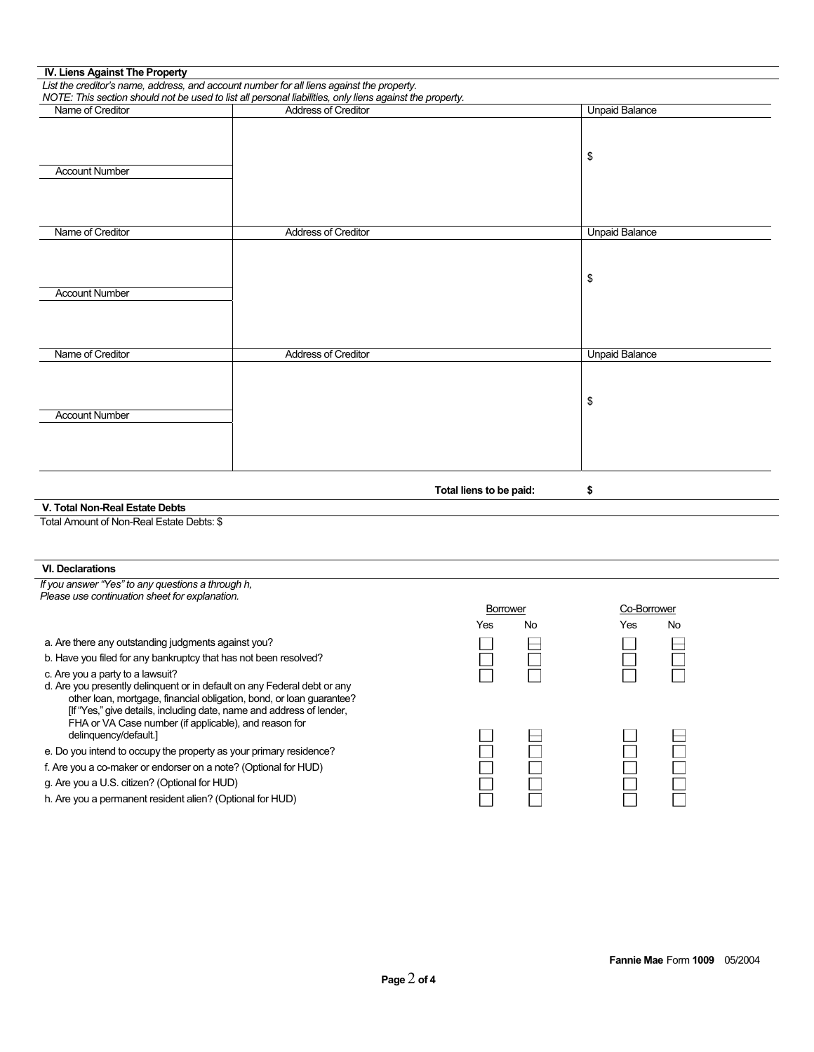## IV. Liens Against The Property

*List the creditor's name, address, and account number for all liens against the property.*
*NOTE: This section should not be used to list all personal liabilities, only liens against the property.*

| Name of Creditor | Address of Creditor | Unpaid Balance |
|---|---|---|
| | | $ |
| Account Number | | |
| | | |

| Name of Creditor | Address of Creditor | Unpaid Balance |
|---|---|---|
| | | $ |
| Account Number | | |
| | | |

| Name of Creditor | Address of Creditor | Unpaid Balance |
|---|---|---|
| | | $ |
| Account Number | | |
| | | |

**Total liens to be paid:** **$**

## V. Total Non-Real Estate Debts

Total Amount of Non-Real Estate Debts: $

## VI. Declarations

*If you answer "Yes" to any questions a through h,*
*Please use continuation sheet for explanation.*

| | Borrower | | Co-Borrower | |
|---|---|---|---|---|
| | Yes | No | Yes | No |
| a. Are there any outstanding judgments against you? | ☐ | ☐ | ☐ | ☐ |
| b. Have you filed for any bankruptcy that has not been resolved? | ☐ | ☐ | ☐ | ☐ |
| c. Are you a party to a lawsuit? | ☐ | ☐ | ☐ | ☐ |
| d. Are you presently delinquent or in default on any Federal debt or any other loan, mortgage, financial obligation, bond, or loan guarantee? [If "Yes," give details, including date, name and address of lender, FHA or VA Case number (if applicable), and reason for delinquency/default.] | ☐ | ☐ | ☐ | ☐ |
| e. Do you intend to occupy the property as your primary residence? | ☐ | ☐ | ☐ | ☐ |
| f. Are you a co-maker or endorser on a note? (Optional for HUD) | ☐ | ☐ | ☐ | ☐ |
| g. Are you a U.S. citizen? (Optional for HUD) | ☐ | ☐ | ☐ | ☐ |
| h. Are you a permanent resident alien? (Optional for HUD) | ☐ | ☐ | ☐ | ☐ |

**Fannie Mae** Form **1009** 05/2004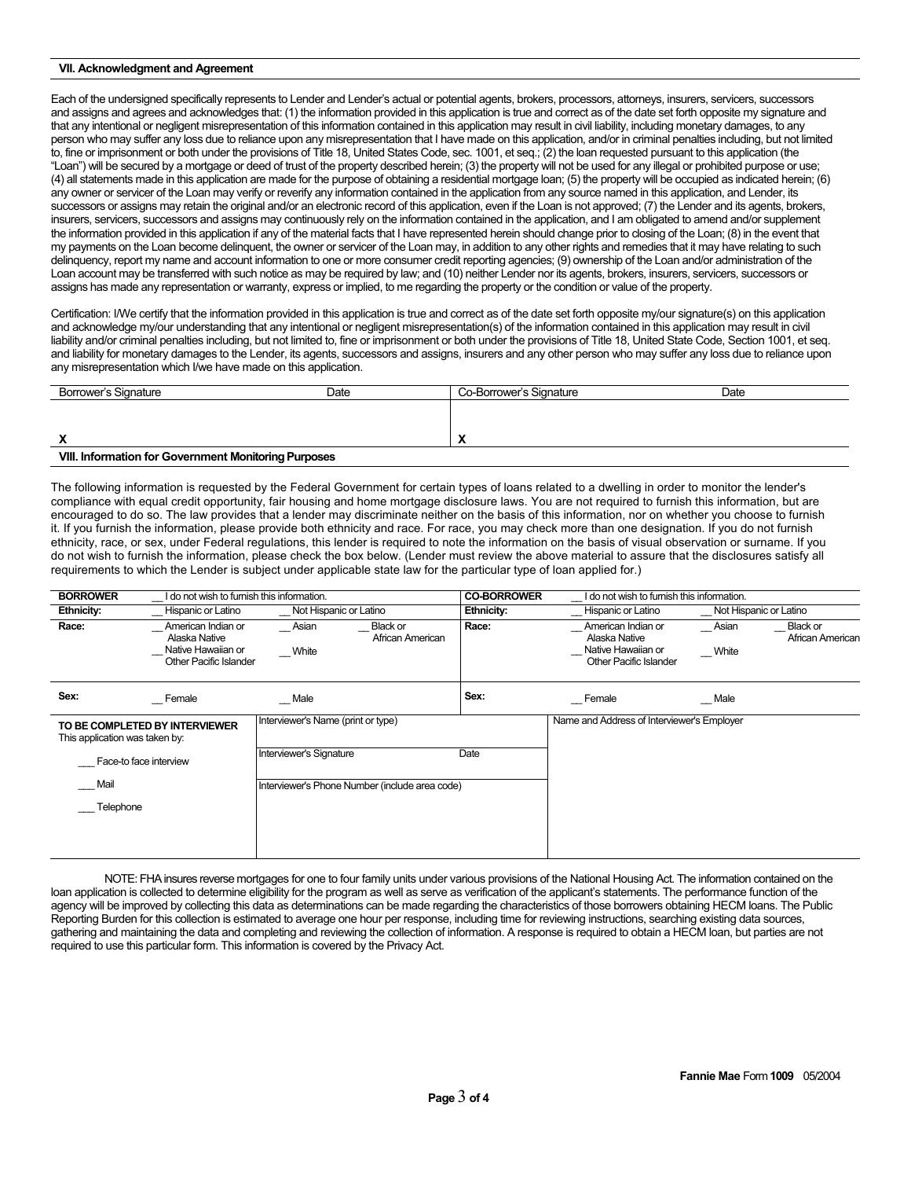### VII. Acknowledgment and Agreement

Each of the undersigned specifically represents to Lender and Lender's actual or potential agents, brokers, processors, attorneys, insurers, servicers, successors and assigns and agrees and acknowledges that: (1) the information provided in this application is true and correct as of the date set forth opposite my signature and that any intentional or negligent misrepresentation of this information contained in this application may result in civil liability, including monetary damages, to any person who may suffer any loss due to reliance upon any misrepresentation that I have made on this application, and/or in criminal penalties including, but not limited to, fine or imprisonment or both under the provisions of Title 18, United States Code, sec. 1001, et seq.; (2) the loan requested pursuant to this application (the "Loan") will be secured by a mortgage or deed of trust of the property described herein; (3) the property will not be used for any illegal or prohibited purpose or use; (4) all statements made in this application are made for the purpose of obtaining a residential mortgage loan; (5) the property will be occupied as indicated herein; (6) any owner or servicer of the Loan may verify or reverify any information contained in the application from any source named in this application, and Lender, its successors or assigns may retain the original and/or an electronic record of this application, even if the Loan is not approved; (7) the Lender and its agents, brokers, insurers, servicers, successors and assigns may continuously rely on the information contained in the application, and I am obligated to amend and/or supplement the information provided in this application if any of the material facts that I have represented herein should change prior to closing of the Loan; (8) in the event that my payments on the Loan become delinquent, the owner or servicer of the Loan may, in addition to any other rights and remedies that it may have relating to such delinquency, report my name and account information to one or more consumer credit reporting agencies; (9) ownership of the Loan and/or administration of the Loan account may be transferred with such notice as may be required by law; and (10) neither Lender nor its agents, brokers, insurers, servicers, successors or assigns has made any representation or warranty, express or implied, to me regarding the property or the condition or value of the property.

Certification: I/We certify that the information provided in this application is true and correct as of the date set forth opposite my/our signature(s) on this application and acknowledge my/our understanding that any intentional or negligent misrepresentation(s) of the information contained in this application may result in civil liability and/or criminal penalties including, but not limited to, fine or imprisonment or both under the provisions of Title 18, United State Code, Section 1001, et seq. and liability for monetary damages to the Lender, its agents, successors and assigns, insurers and any other person who may suffer any loss due to reliance upon any misrepresentation which I/we have made on this application.

| Borrower's Signature | Date | Co-Borrower's Signature | Date |
|---|---|---|---|
| X | | X | |

### VIII. Information for Government Monitoring Purposes

The following information is requested by the Federal Government for certain types of loans related to a dwelling in order to monitor the lender's compliance with equal credit opportunity, fair housing and home mortgage disclosure laws. You are not required to furnish this information, but are encouraged to do so. The law provides that a lender may discriminate neither on the basis of this information, nor on whether you choose to furnish it. If you furnish the information, please provide both ethnicity and race. For race, you may check more than one designation. If you do not furnish ethnicity, race, or sex, under Federal regulations, this lender is required to note the information on the basis of visual observation or surname. If you do not wish to furnish the information, please check the box below. (Lender must review the above material to assure that the disclosures satisfy all requirements to which the Lender is subject under applicable state law for the particular type of loan applied for.)

| **BORROWER** | __ I do not wish to furnish this information. | | | **CO-BORROWER** | __ I do not wish to furnish this information. | | |
|---|---|---|---|---|---|---|---|
| **Ethnicity:** | __ Hispanic or Latino | __ Not Hispanic or Latino | | **Ethnicity:** | __ Hispanic or Latino | __ Not Hispanic or Latino | |
| **Race:** | __ American Indian or Alaska Native<br>__ Native Hawaiian or Other Pacific Islander | __ Asian<br>__ White | __ Black or African American | **Race:** | __ American Indian or Alaska Native<br>__ Native Hawaiian or Other Pacific Islander | __ Asian<br>__ White | __ Black or African American |
| **Sex:** | __ Female | __ Male | | **Sex:** | __ Female | __ Male | |

| **TO BE COMPLETED BY INTERVIEWER** | Interviewer's Name (print or type) | | Name and Address of Interviewer's Employer |
|---|---|---|---|
| This application was taken by: | Interviewer's Signature | Date | |
| ___ Face-to face interview | Interviewer's Phone Number (include area code) | | |
| ___ Mail | | | |
| ___ Telephone | | | |

NOTE: FHA insures reverse mortgages for one to four family units under various provisions of the National Housing Act. The information contained on the loan application is collected to determine eligibility for the program as well as serve as verification of the applicant's statements. The performance function of the agency will be improved by collecting this data as determinations can be made regarding the characteristics of those borrowers obtaining HECM loans. The Public Reporting Burden for this collection is estimated to average one hour per response, including time for reviewing instructions, searching existing data sources, gathering and maintaining the data and completing and reviewing the collection of information. A response is required to obtain a HECM loan, but parties are not required to use this particular form. This information is covered by the Privacy Act.

**Fannie Mae** Form **1009** 05/2004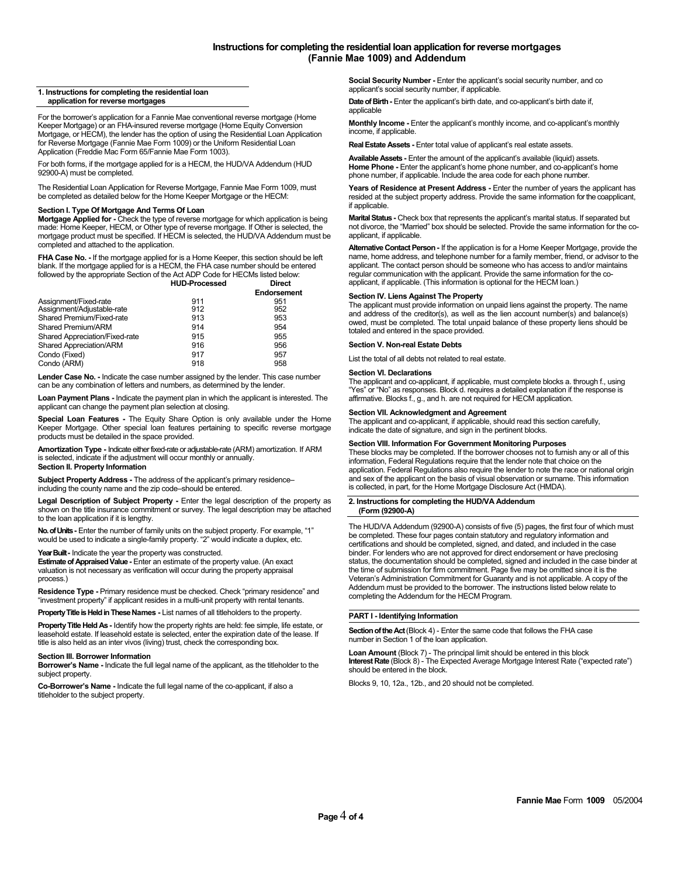# Instructions for completing the residential loan application for reverse mortgages (Fannie Mae 1009) and Addendum

## 1. Instructions for completing the residential loan application for reverse mortgages

For the borrower's application for a Fannie Mae conventional reverse mortgage (Home Keeper Mortgage) or an FHA-insured reverse mortgage (Home Equity Conversion Mortgage, or HECM), the lender has the option of using the Residential Loan Application for Reverse Mortgage (Fannie Mae Form 1009) or the Uniform Residential Loan Application (Freddie Mac Form 65/Fannie Mae Form 1003).

For both forms, if the mortgage applied for is a HECM, the HUD/VA Addendum (HUD 92900-A) must be completed.

The Residential Loan Application for Reverse Mortgage, Fannie Mae Form 1009, must be completed as detailed below for the Home Keeper Mortgage or the HECM:

### Section I. Type Of Mortgage And Terms Of Loan

**Mortgage Applied for -** Check the type of reverse mortgage for which application is being made: Home Keeper, HECM, or Other type of reverse mortgage. If Other is selected, the mortgage product must be specified. If HECM is selected, the HUD/VA Addendum must be completed and attached to the application.

**FHA Case No. -** If the mortgage applied for is a Home Keeper, this section should be left blank. If the mortgage applied for is a HECM, the FHA case number should be entered followed by the appropriate Section of the Act ADP Code for HECMs listed below:

| | HUD-Processed | Direct Endorsement |
|---|---|---|
| Assignment/Fixed-rate | 911 | 951 |
| Assignment/Adjustable-rate | 912 | 952 |
| Shared Premium/Fixed-rate | 913 | 953 |
| Shared Premium/ARM | 914 | 954 |
| Shared Appreciation/Fixed-rate | 915 | 955 |
| Shared Appreciation/ARM | 916 | 956 |
| Condo (Fixed) | 917 | 957 |
| Condo (ARM) | 918 | 958 |

**Lender Case No. -** Indicate the case number assigned by the lender. This case number can be any combination of letters and numbers, as determined by the lender.

**Loan Payment Plans -** Indicate the payment plan in which the applicant is interested. The applicant can change the payment plan selection at closing.

**Special Loan Features -** The Equity Share Option is only available under the Home Keeper Mortgage. Other special loan features pertaining to specific reverse mortgage products must be detailed in the space provided.

**Amortization Type -** Indicate either fixed-rate or adjustable-rate (ARM) amortization. If ARM is selected, indicate if the adjustment will occur monthly or annually.

### Section II. Property Information

**Subject Property Address -** The address of the applicant's primary residence–including the county name and the zip code–should be entered.

**Legal Description of Subject Property -** Enter the legal description of the property as shown on the title insurance commitment or survey. The legal description may be attached to the loan application if it is lengthy.

**No. of Units -** Enter the number of family units on the subject property. For example, "1" would be used to indicate a single-family property. "2" would indicate a duplex, etc.

**Year Built -** Indicate the year the property was constructed.

**Estimate of Appraised Value -** Enter an estimate of the property value. (An exact valuation is not necessary as verification will occur during the property appraisal process.)

**Residence Type -** Primary residence must be checked. Check "primary residence" and "investment property" if applicant resides in a multi-unit property with rental tenants.

**Property Title is Held in These Names -** List names of all titleholders to the property.

**Property Title Held As -** Identify how the property rights are held: fee simple, life estate, or leasehold estate. If leasehold estate is selected, enter the expiration date of the lease. If title is also held as an inter vivos (living) trust, check the corresponding box.

### Section III. Borrower Information

**Borrower's Name -** Indicate the full legal name of the applicant, as the titleholder to the subject property.

**Co-Borrower's Name -** Indicate the full legal name of the co-applicant, if also a titleholder to the subject property.

**Social Security Number -** Enter the applicant's social security number, and co applicant's social security number, if applicable.

**Date of Birth -** Enter the applicant's birth date, and co-applicant's birth date if, applicable

**Monthly Income -** Enter the applicant's monthly income, and co-applicant's monthly income, if applicable.

**Real Estate Assets -** Enter total value of applicant's real estate assets.

**Available Assets -** Enter the amount of the applicant's available (liquid) assets.

**Home Phone -** Enter the applicant's home phone number, and co-applicant's home phone number, if applicable. Include the area code for each phone number.

**Years of Residence at Present Address -** Enter the number of years the applicant has resided at the subject property address. Provide the same information for the coapplicant, if applicable.

**Marital Status -** Check box that represents the applicant's marital status. If separated but not divorce, the "Married" box should be selected. Provide the same information for the co-applicant, if applicable.

**Alternative Contact Person -** If the application is for a Home Keeper Mortgage, provide the name, home address, and telephone number for a family member, friend, or advisor to the applicant. The contact person should be someone who has access to and/or maintains regular communication with the applicant. Provide the same information for the co-applicant, if applicable. (This information is optional for the HECM loan.)

### Section IV. Liens Against The Property

The applicant must provide information on unpaid liens against the property. The name and address of the creditor(s), as well as the lien account number(s) and balance(s) owed, must be completed. The total unpaid balance of these property liens should be totaled and entered in the space provided.

### Section V. Non-real Estate Debts

List the total of all debts not related to real estate.

### Section VI. Declarations

The applicant and co-applicant, if applicable, must complete blocks a. through f., using "Yes" or "No" as responses. Block d. requires a detailed explanation if the response is affirmative. Blocks f., g., and h. are not required for HECM application.

### Section VII. Acknowledgment and Agreement

The applicant and co-applicant, if applicable, should read this section carefully, indicate the date of signature, and sign in the pertinent blocks.

### Section VIII. Information For Government Monitoring Purposes

These blocks may be completed. If the borrower chooses not to furnish any or all of this information, Federal Regulations require that the lender note that choice on the application. Federal Regulations also require the lender to note the race or national origin and sex of the applicant on the basis of visual observation or surname. This information is collected, in part, for the Home Mortgage Disclosure Act (HMDA).

## 2. Instructions for completing the HUD/VA Addendum (Form (92900-A)

The HUD/VA Addendum (92900-A) consists of five (5) pages, the first four of which must be completed. These four pages contain statutory and regulatory information and certifications and should be completed, signed, and dated, and included in the case binder. For lenders who are not approved for direct endorsement or have preclosing status, the documentation should be completed, signed and included in the case binder at the time of submission for firm commitment. Page five may be omitted since it is the Veteran's Administration Commitment for Guaranty and is not applicable. A copy of the Addendum must be provided to the borrower. The instructions listed below relate to completing the Addendum for the HECM Program.

### PART I - Identifying Information

**Section of the Act** (Block 4) - Enter the same code that follows the FHA case number in Section 1 of the loan application.

**Loan Amount** (Block 7) - The principal limit should be entered in this block

**Interest Rate** (Block 8) - The Expected Average Mortgage Interest Rate ("expected rate") should be entered in the block.

Blocks 9, 10, 12a., 12b., and 20 should not be completed.

Fannie Mae Form 1009 05/2004